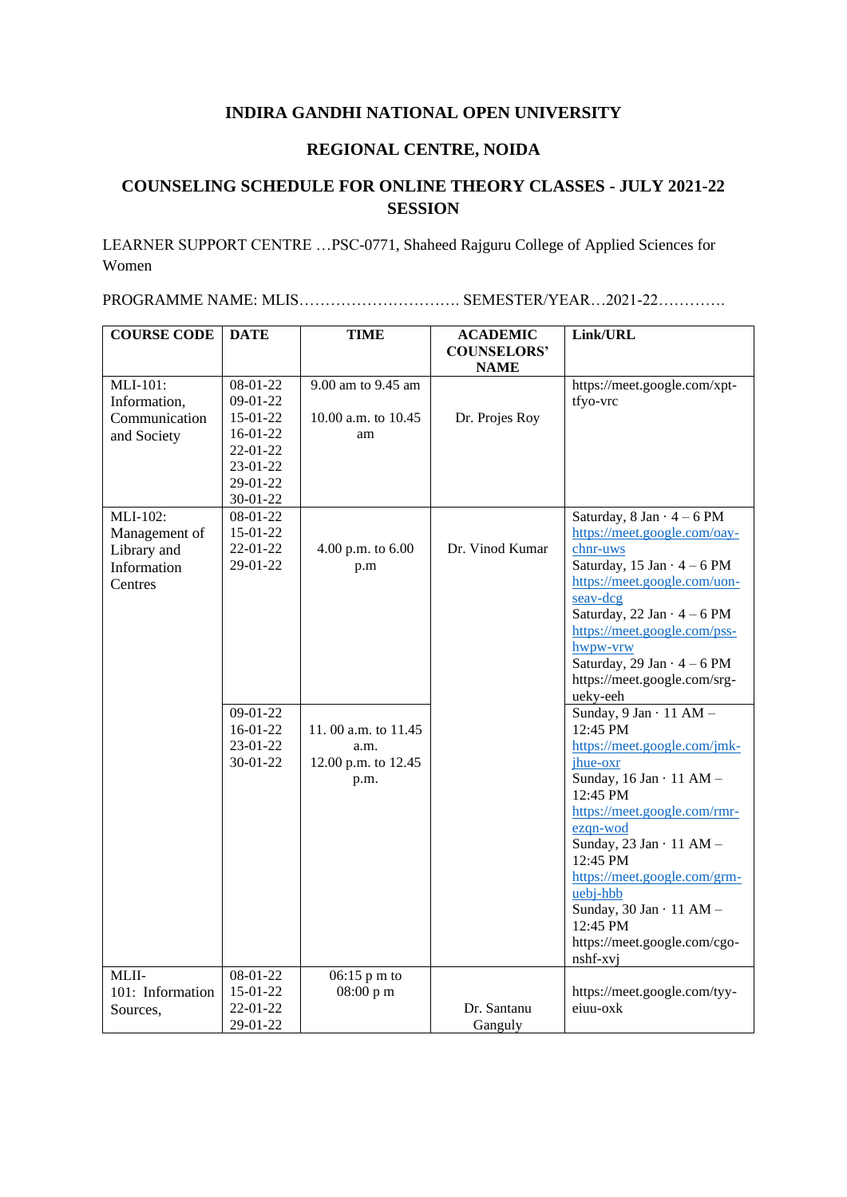# INDIRA GANDHI NATIONAL OPEN UNIVERSITY

## REGIONAL CENTRE, NOIDA

## COUNSELING SCHEDULE FOR ONLINE THEORY CLASSES - JULY 2021-22 SESSION

LEARNER SUPPORT CENTRE …PSC-0771, Shaheed Rajguru College of Applied Sciences for Women

PROGRAMME NAME: MLIS…………………………. SEMESTER/YEAR…2021-22………….

| COURSE CODE | DATE | TIME | ACADEMIC COUNSELORS' NAME | Link/URL |
|---|---|---|---|---|
| MLI-101: Information, Communication and Society | 08-01-22<br>09-01-22<br>15-01-22<br>16-01-22<br>22-01-22<br>23-01-22<br>29-01-22<br>30-01-22 | 9.00 am to 9.45 am<br><br>10.00 a.m. to 10.45 am | Dr. Projes Roy | https://meet.google.com/xpt-tfyo-vrc |
| MLI-102: Management of Library and Information Centres | 08-01-22<br>15-01-22<br>22-01-22<br>29-01-22 | 4.00 p.m. to 6.00 p.m | Dr. Vinod Kumar | Saturday, 8 Jan · 4 – 6 PM<br>https://meet.google.com/oay-chnr-uws<br>Saturday, 15 Jan · 4 – 6 PM<br>https://meet.google.com/uon-seav-dcg<br>Saturday, 22 Jan · 4 – 6 PM<br>https://meet.google.com/pss-hwpw-vrw<br>Saturday, 29 Jan · 4 – 6 PM<br>https://meet.google.com/srg-ueky-eeh |
| | 09-01-22<br>16-01-22<br>23-01-22<br>30-01-22 | 11. 00 a.m. to 11.45 a.m.<br>12.00 p.m. to 12.45 p.m. | | Sunday, 9 Jan · 11 AM – 12:45 PM<br>https://meet.google.com/jmk-jhue-oxr<br>Sunday, 16 Jan · 11 AM – 12:45 PM<br>https://meet.google.com/rmr-ezqn-wod<br>Sunday, 23 Jan · 11 AM – 12:45 PM<br>https://meet.google.com/grm-uebj-hbb<br>Sunday, 30 Jan · 11 AM – 12:45 PM<br>https://meet.google.com/cgo-nshf-xvj |
| MLII-101: Information Sources, | 08-01-22<br>15-01-22<br>22-01-22<br>29-01-22 | 06:15 p m to 08:00 p m | Dr. Santanu Ganguly | https://meet.google.com/tyy-eiuu-oxk |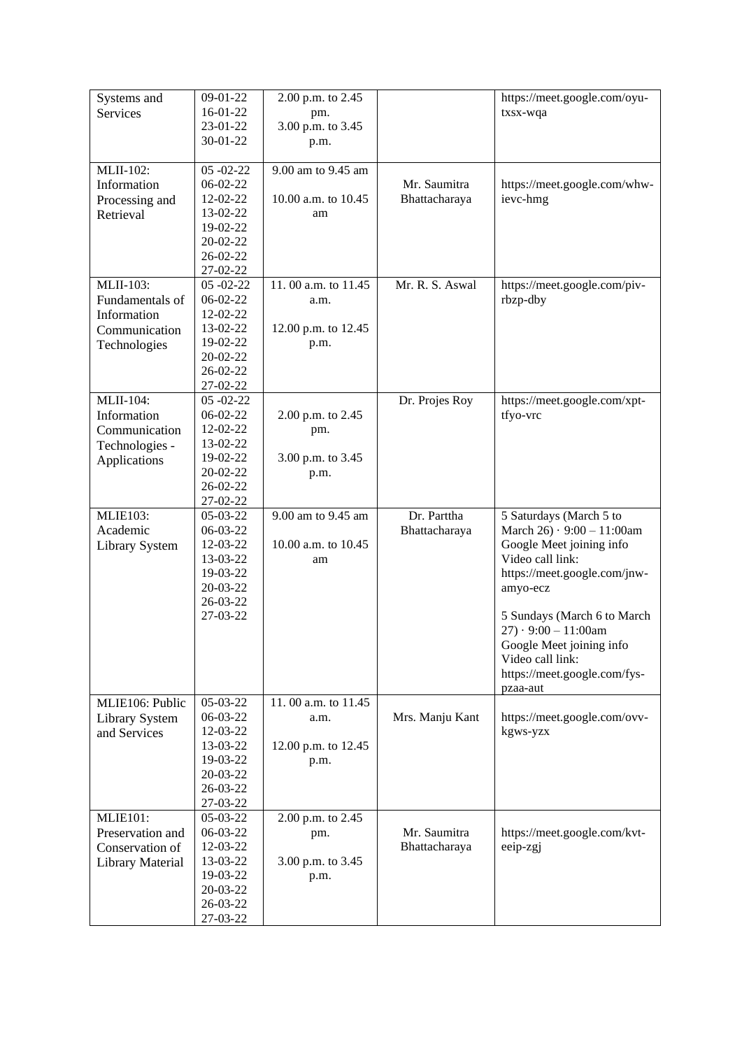| | | | | |
|---|---|---|---|---|
| Systems and Services | 09-01-22<br>16-01-22<br>23-01-22<br>30-01-22 | 2.00 p.m. to 2.45 pm.<br>3.00 p.m. to 3.45 p.m. | | https://meet.google.com/oyu-txsx-wqa |
| MLII-102: Information Processing and Retrieval | 05 -02-22<br>06-02-22<br>12-02-22<br>13-02-22<br>19-02-22<br>20-02-22<br>26-02-22<br>27-02-22 | 9.00 am to 9.45 am<br>10.00 a.m. to 10.45 am | Mr. Saumitra Bhattacharaya | https://meet.google.com/whw-ievc-hmg |
| MLII-103: Fundamentals of Information Communication Technologies | 05 -02-22<br>06-02-22<br>12-02-22<br>13-02-22<br>19-02-22<br>20-02-22<br>26-02-22<br>27-02-22 | 11. 00 a.m. to 11.45 a.m.<br>12.00 p.m. to 12.45 p.m. | Mr. R. S. Aswal | https://meet.google.com/piv-rbzp-dby |
| MLII-104: Information Communication Technologies - Applications | 05 -02-22<br>06-02-22<br>12-02-22<br>13-02-22<br>19-02-22<br>20-02-22<br>26-02-22<br>27-02-22 | 2.00 p.m. to 2.45 pm.<br>3.00 p.m. to 3.45 p.m. | Dr. Projes Roy | https://meet.google.com/xpt-tfyo-vrc |
| MLIE103: Academic Library System | 05-03-22<br>06-03-22<br>12-03-22<br>13-03-22<br>19-03-22<br>20-03-22<br>26-03-22<br>27-03-22 | 9.00 am to 9.45 am<br>10.00 a.m. to 10.45 am | Dr. Parttha Bhattacharaya | 5 Saturdays (March 5 to March 26) · 9:00 – 11:00am Google Meet joining info Video call link: https://meet.google.com/jnw-amyo-ecz<br><br>5 Sundays (March 6 to March 27) · 9:00 – 11:00am Google Meet joining info Video call link: https://meet.google.com/fys-pzaa-aut |
| MLIE106: Public Library System and Services | 05-03-22<br>06-03-22<br>12-03-22<br>13-03-22<br>19-03-22<br>20-03-22<br>26-03-22<br>27-03-22 | 11. 00 a.m. to 11.45 a.m.<br>12.00 p.m. to 12.45 p.m. | Mrs. Manju Kant | https://meet.google.com/ovv-kgws-yzx |
| MLIE101: Preservation and Conservation of Library Material | 05-03-22<br>06-03-22<br>12-03-22<br>13-03-22<br>19-03-22<br>20-03-22<br>26-03-22<br>27-03-22 | 2.00 p.m. to 2.45 pm.<br>3.00 p.m. to 3.45 p.m. | Mr. Saumitra Bhattacharaya | https://meet.google.com/kvt-eeip-zgj |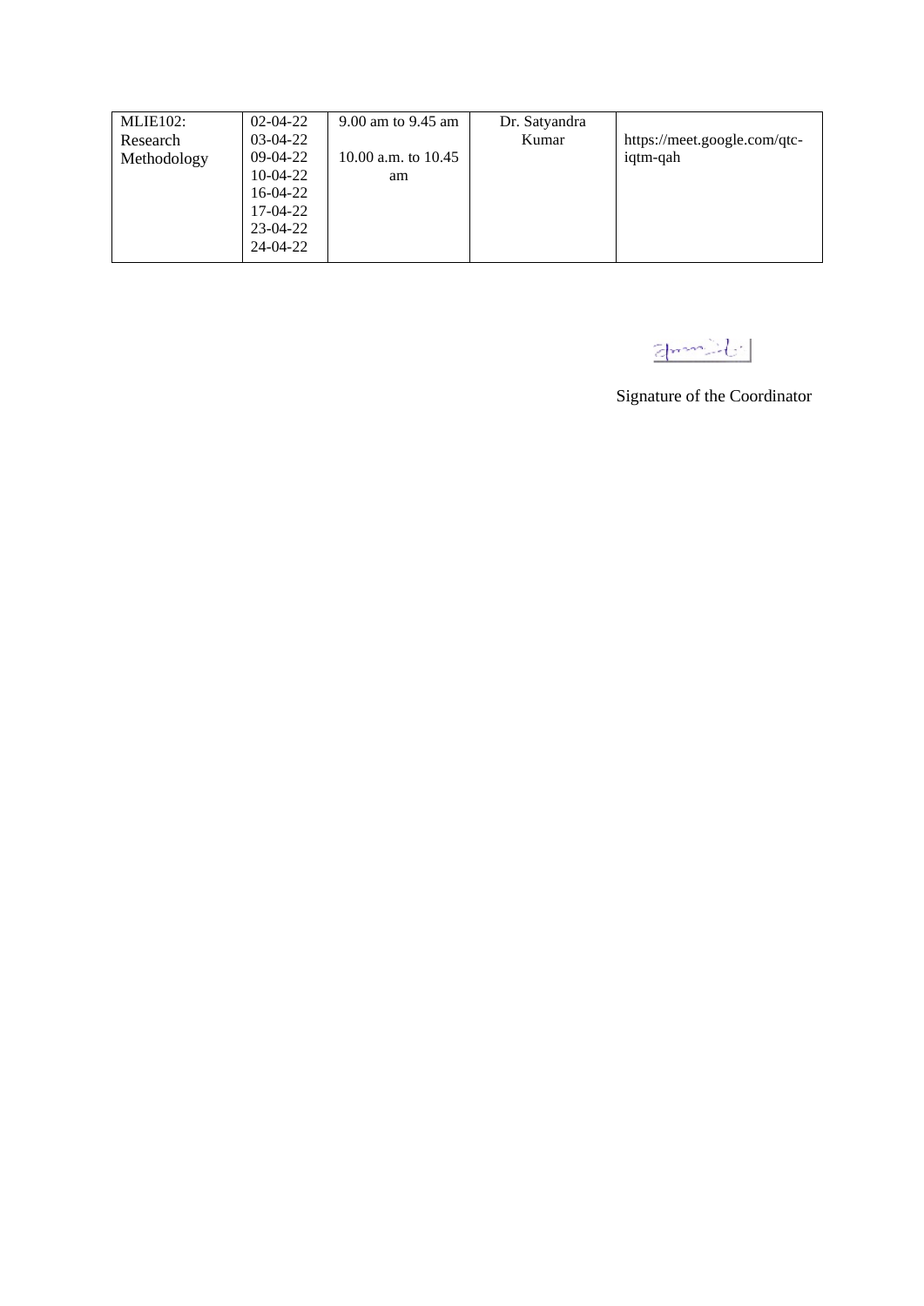| | | | | |
|---|---|---|---|---|
| MLIE102: Research Methodology | 02-04-22<br>03-04-22<br>09-04-22<br>10-04-22<br>16-04-22<br>17-04-22<br>23-04-22<br>24-04-22 | 9.00 am to 9.45 am<br><br>10.00 a.m. to 10.45 am | Dr. Satyandra Kumar | https://meet.google.com/qtc-iqtm-qah |

Signature of the Coordinator